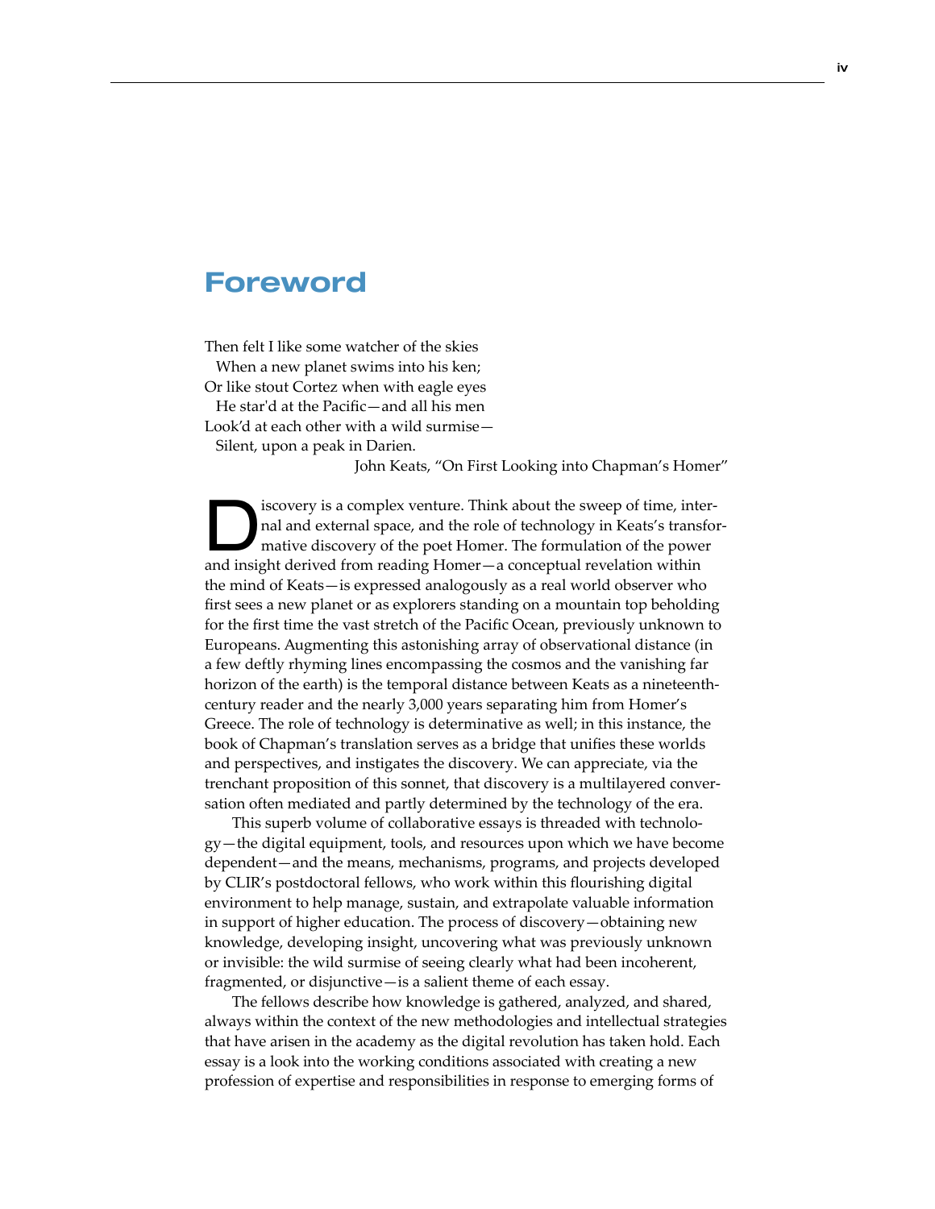# Foreword

Then felt I like some watcher of the skies  
  When a new planet swims into his ken;  
Or like stout Cortez when with eagle eyes  
  He star'd at the Pacific—and all his men  
Look'd at each other with a wild surmise—  
  Silent, upon a peak in Darien.

John Keats, "On First Looking into Chapman's Homer"

Discovery is a complex venture. Think about the sweep of time, internal and external space, and the role of technology in Keats's transformative discovery of the poet Homer. The formulation of the power and insight derived from reading Homer—a conceptual revelation within the mind of Keats—is expressed analogously as a real world observer who first sees a new planet or as explorers standing on a mountain top beholding for the first time the vast stretch of the Pacific Ocean, previously unknown to Europeans. Augmenting this astonishing array of observational distance (in a few deftly rhyming lines encompassing the cosmos and the vanishing far horizon of the earth) is the temporal distance between Keats as a nineteenth-century reader and the nearly 3,000 years separating him from Homer's Greece. The role of technology is determinative as well; in this instance, the book of Chapman's translation serves as a bridge that unifies these worlds and perspectives, and instigates the discovery. We can appreciate, via the trenchant proposition of this sonnet, that discovery is a multilayered conversation often mediated and partly determined by the technology of the era.

This superb volume of collaborative essays is threaded with technology—the digital equipment, tools, and resources upon which we have become dependent—and the means, mechanisms, programs, and projects developed by CLIR's postdoctoral fellows, who work within this flourishing digital environment to help manage, sustain, and extrapolate valuable information in support of higher education. The process of discovery—obtaining new knowledge, developing insight, uncovering what was previously unknown or invisible: the wild surmise of seeing clearly what had been incoherent, fragmented, or disjunctive—is a salient theme of each essay.

The fellows describe how knowledge is gathered, analyzed, and shared, always within the context of the new methodologies and intellectual strategies that have arisen in the academy as the digital revolution has taken hold. Each essay is a look into the working conditions associated with creating a new profession of expertise and responsibilities in response to emerging forms of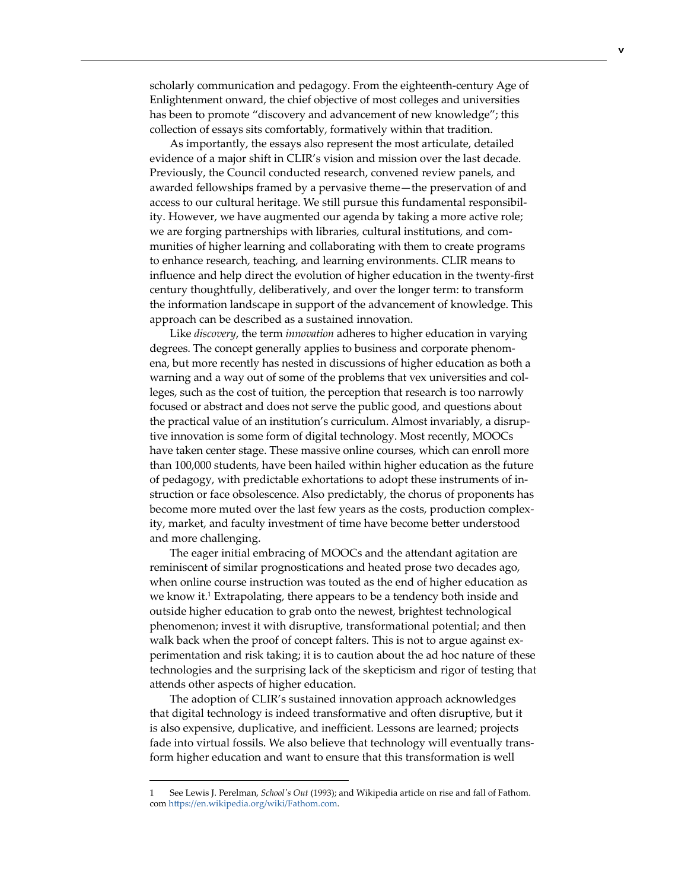scholarly communication and pedagogy. From the eighteenth-century Age of Enlightenment onward, the chief objective of most colleges and universities has been to promote "discovery and advancement of new knowledge"; this collection of essays sits comfortably, formatively within that tradition.

As importantly, the essays also represent the most articulate, detailed evidence of a major shift in CLIR's vision and mission over the last decade. Previously, the Council conducted research, convened review panels, and awarded fellowships framed by a pervasive theme—the preservation of and access to our cultural heritage. We still pursue this fundamental responsibility. However, we have augmented our agenda by taking a more active role; we are forging partnerships with libraries, cultural institutions, and communities of higher learning and collaborating with them to create programs to enhance research, teaching, and learning environments. CLIR means to influence and help direct the evolution of higher education in the twenty-first century thoughtfully, deliberatively, and over the longer term: to transform the information landscape in support of the advancement of knowledge. This approach can be described as a sustained innovation.

Like *discovery*, the term *innovation* adheres to higher education in varying degrees. The concept generally applies to business and corporate phenomena, but more recently has nested in discussions of higher education as both a warning and a way out of some of the problems that vex universities and colleges, such as the cost of tuition, the perception that research is too narrowly focused or abstract and does not serve the public good, and questions about the practical value of an institution's curriculum. Almost invariably, a disruptive innovation is some form of digital technology. Most recently, MOOCs have taken center stage. These massive online courses, which can enroll more than 100,000 students, have been hailed within higher education as the future of pedagogy, with predictable exhortations to adopt these instruments of instruction or face obsolescence. Also predictably, the chorus of proponents has become more muted over the last few years as the costs, production complexity, market, and faculty investment of time have become better understood and more challenging.

The eager initial embracing of MOOCs and the attendant agitation are reminiscent of similar prognostications and heated prose two decades ago, when online course instruction was touted as the end of higher education as we know it.[1] Extrapolating, there appears to be a tendency both inside and outside higher education to grab onto the newest, brightest technological phenomenon; invest it with disruptive, transformational potential; and then walk back when the proof of concept falters. This is not to argue against experimentation and risk taking; it is to caution about the ad hoc nature of these technologies and the surprising lack of the skepticism and rigor of testing that attends other aspects of higher education.

The adoption of CLIR's sustained innovation approach acknowledges that digital technology is indeed transformative and often disruptive, but it is also expensive, duplicative, and inefficient. Lessons are learned; projects fade into virtual fossils. We also believe that technology will eventually transform higher education and want to ensure that this transformation is well

---

1 See Lewis J. Perelman, *School's Out* (1993); and Wikipedia article on rise and fall of Fathom.com https://en.wikipedia.org/wiki/Fathom.com.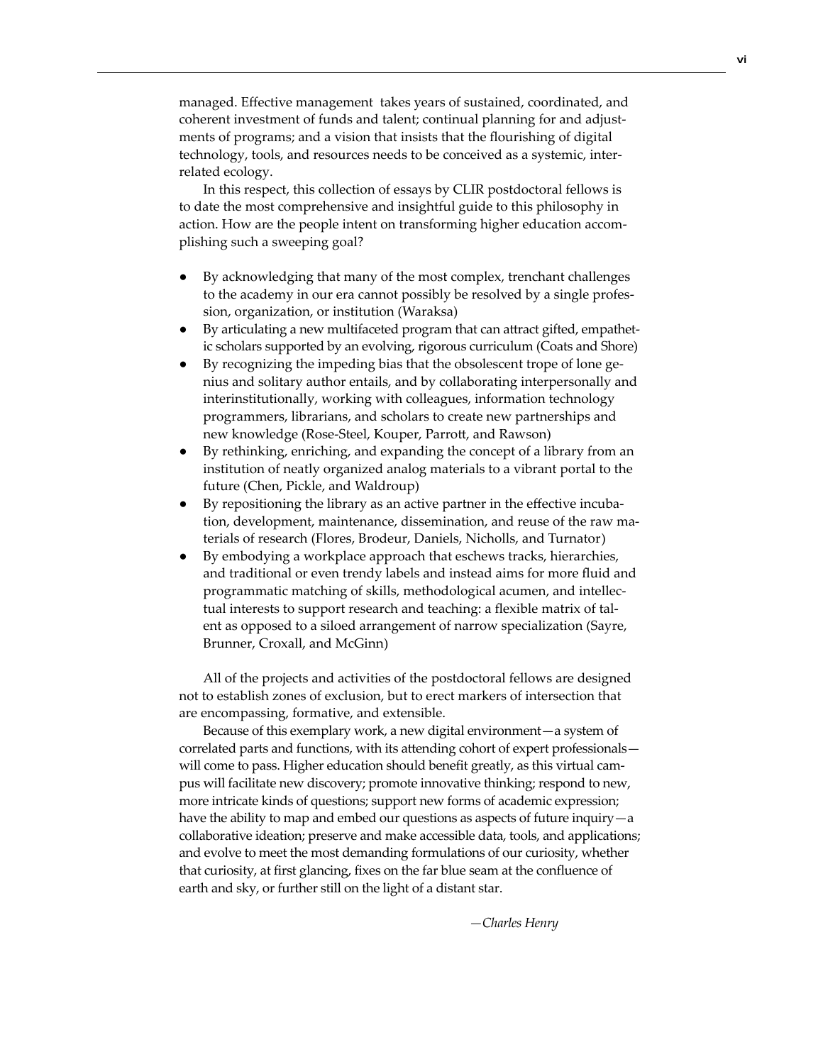managed. Effective management takes years of sustained, coordinated, and coherent investment of funds and talent; continual planning for and adjustments of programs; and a vision that insists that the flourishing of digital technology, tools, and resources needs to be conceived as a systemic, interrelated ecology.

In this respect, this collection of essays by CLIR postdoctoral fellows is to date the most comprehensive and insightful guide to this philosophy in action. How are the people intent on transforming higher education accomplishing such a sweeping goal?

- By acknowledging that many of the most complex, trenchant challenges to the academy in our era cannot possibly be resolved by a single profession, organization, or institution (Waraksa)
- By articulating a new multifaceted program that can attract gifted, empathetic scholars supported by an evolving, rigorous curriculum (Coats and Shore)
- By recognizing the impeding bias that the obsolescent trope of lone genius and solitary author entails, and by collaborating interpersonally and interinstitutionally, working with colleagues, information technology programmers, librarians, and scholars to create new partnerships and new knowledge (Rose-Steel, Kouper, Parrott, and Rawson)
- By rethinking, enriching, and expanding the concept of a library from an institution of neatly organized analog materials to a vibrant portal to the future (Chen, Pickle, and Waldroup)
- By repositioning the library as an active partner in the effective incubation, development, maintenance, dissemination, and reuse of the raw materials of research (Flores, Brodeur, Daniels, Nicholls, and Turnator)
- By embodying a workplace approach that eschews tracks, hierarchies, and traditional or even trendy labels and instead aims for more fluid and programmatic matching of skills, methodological acumen, and intellectual interests to support research and teaching: a flexible matrix of talent as opposed to a siloed arrangement of narrow specialization (Sayre, Brunner, Croxall, and McGinn)

All of the projects and activities of the postdoctoral fellows are designed not to establish zones of exclusion, but to erect markers of intersection that are encompassing, formative, and extensible.

Because of this exemplary work, a new digital environment—a system of correlated parts and functions, with its attending cohort of expert professionals—will come to pass. Higher education should benefit greatly, as this virtual campus will facilitate new discovery; promote innovative thinking; respond to new, more intricate kinds of questions; support new forms of academic expression; have the ability to map and embed our questions as aspects of future inquiry—a collaborative ideation; preserve and make accessible data, tools, and applications; and evolve to meet the most demanding formulations of our curiosity, whether that curiosity, at first glancing, fixes on the far blue seam at the confluence of earth and sky, or further still on the light of a distant star.

*—Charles Henry*